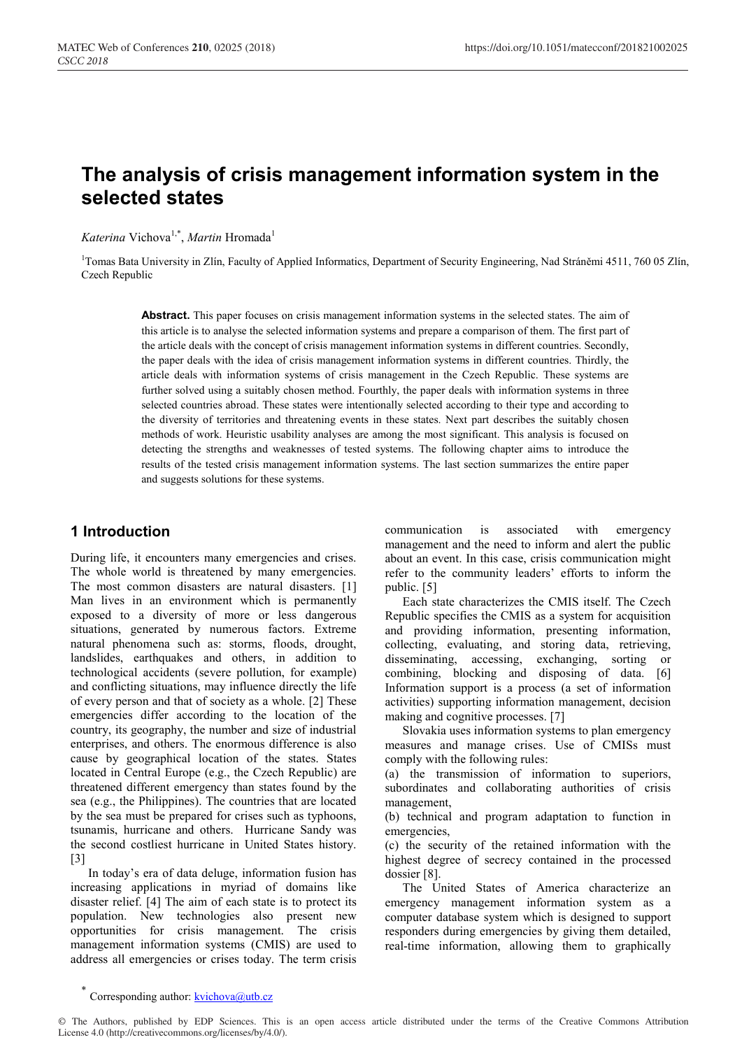# The analysis of crisis management information system in the selected states

*Katerina* Vichova[1,*], *Martin* Hromada[1]

[1]Tomas Bata University in Zlín, Faculty of Applied Informatics, Department of Security Engineering, Nad Stráněmi 4511, 760 05 Zlín, Czech Republic

**Abstract.** This paper focuses on crisis management information systems in the selected states. The aim of this article is to analyse the selected information systems and prepare a comparison of them. The first part of the article deals with the concept of crisis management information systems in different countries. Secondly, the paper deals with the idea of crisis management information systems in different countries. Thirdly, the article deals with information systems of crisis management in the Czech Republic. These systems are further solved using a suitably chosen method. Fourthly, the paper deals with information systems in three selected countries abroad. These states were intentionally selected according to their type and according to the diversity of territories and threatening events in these states. Next part describes the suitably chosen methods of work. Heuristic usability analyses are among the most significant. This analysis is focused on detecting the strengths and weaknesses of tested systems. The following chapter aims to introduce the results of the tested crisis management information systems. The last section summarizes the entire paper and suggests solutions for these systems.

## 1 Introduction

During life, it encounters many emergencies and crises. The whole world is threatened by many emergencies. The most common disasters are natural disasters. [1] Man lives in an environment which is permanently exposed to a diversity of more or less dangerous situations, generated by numerous factors. Extreme natural phenomena such as: storms, floods, drought, landslides, earthquakes and others, in addition to technological accidents (severe pollution, for example) and conflicting situations, may influence directly the life of every person and that of society as a whole. [2] These emergencies differ according to the location of the country, its geography, the number and size of industrial enterprises, and others. The enormous difference is also cause by geographical location of the states. States located in Central Europe (e.g., the Czech Republic) are threatened different emergency than states found by the sea (e.g., the Philippines). The countries that are located by the sea must be prepared for crises such as typhoons, tsunamis, hurricane and others. Hurricane Sandy was the second costliest hurricane in United States history. [3]

In today's era of data deluge, information fusion has increasing applications in myriad of domains like disaster relief. [4] The aim of each state is to protect its population. New technologies also present new opportunities for crisis management. The crisis management information systems (CMIS) are used to address all emergencies or crises today. The term crisis communication is associated with emergency management and the need to inform and alert the public about an event. In this case, crisis communication might refer to the community leaders' efforts to inform the public. [5]

Each state characterizes the CMIS itself. The Czech Republic specifies the CMIS as a system for acquisition and providing information, presenting information, collecting, evaluating, and storing data, retrieving, disseminating, accessing, exchanging, sorting or combining, blocking and disposing of data. [6] Information support is a process (a set of information activities) supporting information management, decision making and cognitive processes. [7]

Slovakia uses information systems to plan emergency measures and manage crises. Use of CMISs must comply with the following rules:

(a) the transmission of information to superiors, subordinates and collaborating authorities of crisis management,

(b) technical and program adaptation to function in emergencies,

(c) the security of the retained information with the highest degree of secrecy contained in the processed dossier [8].

The United States of America characterize an emergency management information system as a computer database system which is designed to support responders during emergencies by giving them detailed, real-time information, allowing them to graphically

* Corresponding author: kvichova@utb.cz

© The Authors, published by EDP Sciences. This is an open access article distributed under the terms of the Creative Commons Attribution License 4.0 (http://creativecommons.org/licenses/by/4.0/).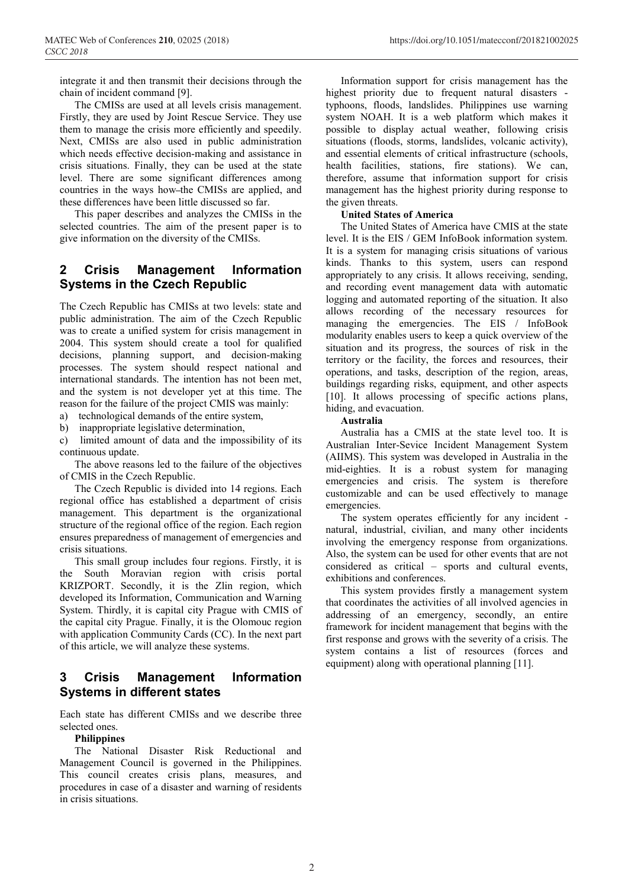integrate it and then transmit their decisions through the chain of incident command [9].

The CMISs are used at all levels crisis management. Firstly, they are used by Joint Rescue Service. They use them to manage the crisis more efficiently and speedily. Next, CMISs are also used in public administration which needs effective decision-making and assistance in crisis situations. Finally, they can be used at the state level. There are some significant differences among countries in the ways how the CMISs are applied, and these differences have been little discussed so far.

This paper describes and analyzes the CMISs in the selected countries. The aim of the present paper is to give information on the diversity of the CMISs.

## 2 Crisis Management Information Systems in the Czech Republic

The Czech Republic has CMISs at two levels: state and public administration. The aim of the Czech Republic was to create a unified system for crisis management in 2004. This system should create a tool for qualified decisions, planning support, and decision-making processes. The system should respect national and international standards. The intention has not been met, and the system is not developer yet at this time. The reason for the failure of the project CMIS was mainly:

a) technological demands of the entire system,
b) inappropriate legislative determination,
c) limited amount of data and the impossibility of its continuous update.

The above reasons led to the failure of the objectives of CMIS in the Czech Republic.

The Czech Republic is divided into 14 regions. Each regional office has established a department of crisis management. This department is the organizational structure of the regional office of the region. Each region ensures preparedness of management of emergencies and crisis situations.

This small group includes four regions. Firstly, it is the South Moravian region with crisis portal KRIZPORT. Secondly, it is the Zlin region, which developed its Information, Communication and Warning System. Thirdly, it is capital city Prague with CMIS of the capital city Prague. Finally, it is the Olomouc region with application Community Cards (CC). In the next part of this article, we will analyze these systems.

## 3 Crisis Management Information Systems in different states

Each state has different CMISs and we describe three selected ones.

**Philippines**

The National Disaster Risk Reductional and Management Council is governed in the Philippines. This council creates crisis plans, measures, and procedures in case of a disaster and warning of residents in crisis situations.

Information support for crisis management has the highest priority due to frequent natural disasters - typhoons, floods, landslides. Philippines use warning system NOAH. It is a web platform which makes it possible to display actual weather, following crisis situations (floods, storms, landslides, volcanic activity), and essential elements of critical infrastructure (schools, health facilities, stations, fire stations). We can, therefore, assume that information support for crisis management has the highest priority during response to the given threats.

**United States of America**

The United States of America have CMIS at the state level. It is the EIS / GEM InfoBook information system. It is a system for managing crisis situations of various kinds. Thanks to this system, users can respond appropriately to any crisis. It allows receiving, sending, and recording event management data with automatic logging and automated reporting of the situation. It also allows recording of the necessary resources for managing the emergencies. The EIS / InfoBook modularity enables users to keep a quick overview of the situation and its progress, the sources of risk in the territory or the facility, the forces and resources, their operations, and tasks, description of the region, areas, buildings regarding risks, equipment, and other aspects [10]. It allows processing of specific actions plans, hiding, and evacuation.

**Australia**

Australia has a CMIS at the state level too. It is Australian Inter-Sevice Incident Management System (AIIMS). This system was developed in Australia in the mid-eighties. It is a robust system for managing emergencies and crisis. The system is therefore customizable and can be used effectively to manage emergencies.

The system operates efficiently for any incident - natural, industrial, civilian, and many other incidents involving the emergency response from organizations. Also, the system can be used for other events that are not considered as critical – sports and cultural events, exhibitions and conferences.

This system provides firstly a management system that coordinates the activities of all involved agencies in addressing of an emergency, secondly, an entire framework for incident management that begins with the first response and grows with the severity of a crisis. The system contains a list of resources (forces and equipment) along with operational planning [11].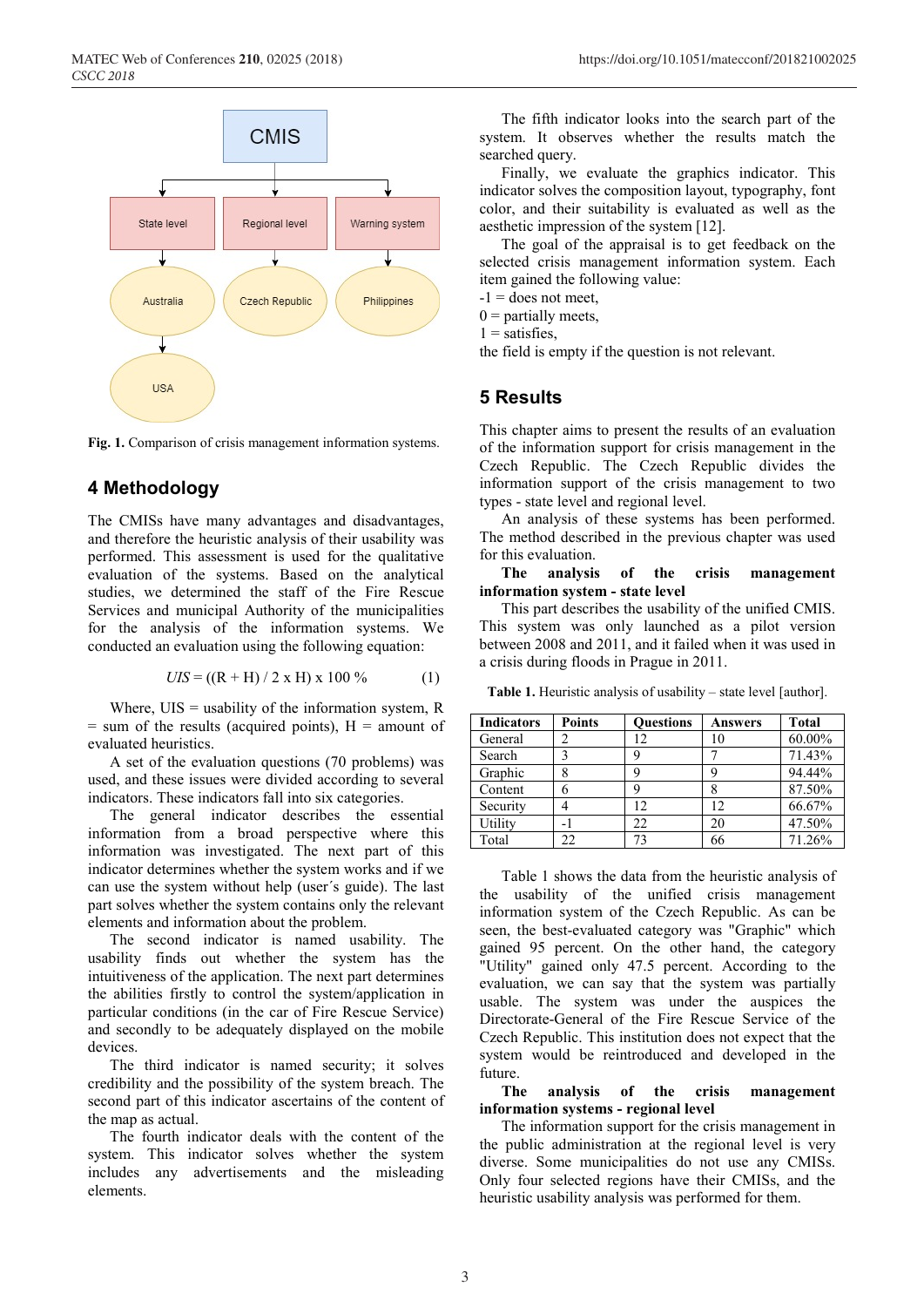Fig. 1. Comparison of crisis management information systems.

## 4 Methodology

The CMISs have many advantages and disadvantages, and therefore the heuristic analysis of their usability was performed. This assessment is used for the qualitative evaluation of the systems. Based on the analytical studies, we determined the staff of the Fire Rescue Services and municipal Authority of the municipalities for the analysis of the information systems. We conducted an evaluation using the following equation:

$$UIS = ((R + H) / 2 \times H) \times 100\ \% \qquad (1)$$

Where, UIS = usability of the information system, R = sum of the results (acquired points), H = amount of evaluated heuristics.

A set of the evaluation questions (70 problems) was used, and these issues were divided according to several indicators. These indicators fall into six categories.

The general indicator describes the essential information from a broad perspective where this information was investigated. The next part of this indicator determines whether the system works and if we can use the system without help (user´s guide). The last part solves whether the system contains only the relevant elements and information about the problem.

The second indicator is named usability. The usability finds out whether the system has the intuitiveness of the application. The next part determines the abilities firstly to control the system/application in particular conditions (in the car of Fire Rescue Service) and secondly to be adequately displayed on the mobile devices.

The third indicator is named security; it solves credibility and the possibility of the system breach. The second part of this indicator ascertains of the content of the map as actual.

The fourth indicator deals with the content of the system. This indicator solves whether the system includes any advertisements and the misleading elements.

The fifth indicator looks into the search part of the system. It observes whether the results match the searched query.

Finally, we evaluate the graphics indicator. This indicator solves the composition layout, typography, font color, and their suitability is evaluated as well as the aesthetic impression of the system [12].

The goal of the appraisal is to get feedback on the selected crisis management information system. Each item gained the following value:
-1 = does not meet,
0 = partially meets,
1 = satisfies,
the field is empty if the question is not relevant.

## 5 Results

This chapter aims to present the results of an evaluation of the information support for crisis management in the Czech Republic. The Czech Republic divides the information support of the crisis management to two types - state level and regional level.

An analysis of these systems has been performed. The method described in the previous chapter was used for this evaluation.

**The analysis of the crisis management information system - state level**

This part describes the usability of the unified CMIS. This system was only launched as a pilot version between 2008 and 2011, and it failed when it was used in a crisis during floods in Prague in 2011.

**Table 1.** Heuristic analysis of usability – state level [author].

| Indicators | Points | Questions | Answers | Total |
|---|---|---|---|---|
| General | 2 | 12 | 10 | 60.00% |
| Search | 3 | 9 | 7 | 71.43% |
| Graphic | 8 | 9 | 9 | 94.44% |
| Content | 6 | 9 | 8 | 87.50% |
| Security | 4 | 12 | 12 | 66.67% |
| Utility | -1 | 22 | 20 | 47.50% |
| Total | 22 | 73 | 66 | 71.26% |

Table 1 shows the data from the heuristic analysis of the usability of the unified crisis management information system of the Czech Republic. As can be seen, the best-evaluated category was "Graphic" which gained 95 percent. On the other hand, the category "Utility" gained only 47.5 percent. According to the evaluation, we can say that the system was partially usable. The system was under the auspices of the Directorate-General of the Fire Rescue Service of the Czech Republic. This institution does not expect that the system would be reintroduced and developed in the future.

**The analysis of the crisis management information systems - regional level**

The information support for the crisis management in the public administration at the regional level is very diverse. Some municipalities do not use any CMISs. Only four selected regions have their CMISs, and the heuristic usability analysis was performed for them.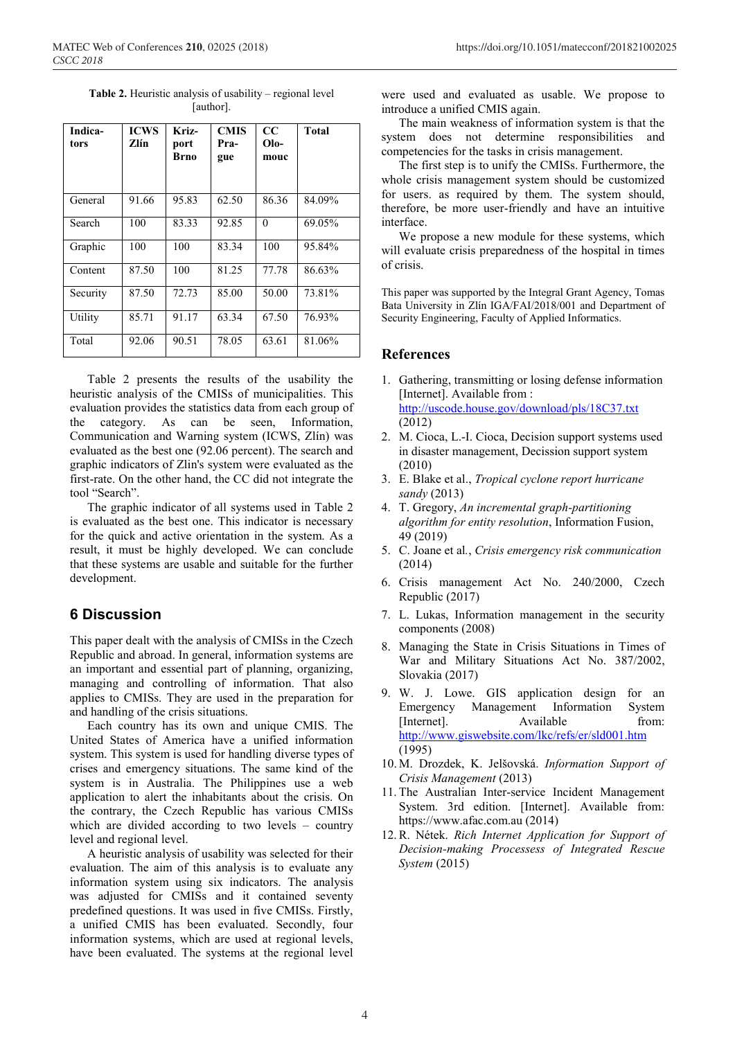**Table 2.** Heuristic analysis of usability – regional level [author].

| Indicators | ICWS Zlín | Krizport Brno | CMIS Prague | CC Olomouc | Total |
|---|---|---|---|---|---|
| General | 91.66 | 95.83 | 62.50 | 86.36 | 84.09% |
| Search | 100 | 83.33 | 92.85 | 0 | 69.05% |
| Graphic | 100 | 100 | 83.34 | 100 | 95.84% |
| Content | 87.50 | 100 | 81.25 | 77.78 | 86.63% |
| Security | 87.50 | 72.73 | 85.00 | 50.00 | 73.81% |
| Utility | 85.71 | 91.17 | 63.34 | 67.50 | 76.93% |
| Total | 92.06 | 90.51 | 78.05 | 63.61 | 81.06% |

Table 2 presents the results of the usability the heuristic analysis of the CMISs of municipalities. This evaluation provides the statistics data from each group of the category. As can be seen, Information, Communication and Warning system (ICWS, Zlín) was evaluated as the best one (92.06 percent). The search and graphic indicators of Zlin's system were evaluated as the first-rate. On the other hand, the CC did not integrate the tool "Search".

The graphic indicator of all systems used in Table 2 is evaluated as the best one. This indicator is necessary for the quick and active orientation in the system. As a result, it must be highly developed. We can conclude that these systems are usable and suitable for the further development.

## 6 Discussion

This paper dealt with the analysis of CMISs in the Czech Republic and abroad. In general, information systems are an important and essential part of planning, organizing, managing and controlling of information. That also applies to CMISs. They are used in the preparation for and handling of the crisis situations.

Each country has its own and unique CMIS. The United States of America have a unified information system. This system is used for handling diverse types of crises and emergency situations. The same kind of the system is in Australia. The Philippines use a web application to alert the inhabitants about the crisis. On the contrary, the Czech Republic has various CMISs which are divided according to two levels – country level and regional level.

A heuristic analysis of usability was selected for their evaluation. The aim of this analysis is to evaluate any information system using six indicators. The analysis was adjusted for CMISs and it contained seventy predefined questions. It was used in five CMISs. Firstly, a unified CMIS has been evaluated. Secondly, four information systems, which are used at regional levels, have been evaluated. The systems at the regional level were used and evaluated as usable. We propose to introduce a unified CMIS again.

The main weakness of information system is that the system does not determine responsibilities and competencies for the tasks in crisis management.

The first step is to unify the CMISs. Furthermore, the whole crisis management system should be customized for users. as required by them. The system should, therefore, be more user-friendly and have an intuitive interface.

We propose a new module for these systems, which will evaluate crisis preparedness of the hospital in times of crisis.

This paper was supported by the Integral Grant Agency, Tomas Bata University in Zlín IGA/FAI/2018/001 and Department of Security Engineering, Faculty of Applied Informatics.

## References

1. Gathering, transmitting or losing defense information [Internet]. Available from : http://uscode.house.gov/download/pls/18C37.txt (2012)
2. M. Cioca, L.-I. Cioca, Decision support systems used in disaster management, Decission support system (2010)
3. E. Blake et al., *Tropical cyclone report hurricane sandy* (2013)
4. T. Gregory, *An incremental graph-partitioning algorithm for entity resolution*, Information Fusion, 49 (2019)
5. C. Joane et al., *Crisis emergency risk communication* (2014)
6. Crisis management Act No. 240/2000, Czech Republic (2017)
7. L. Lukas, Information management in the security components (2008)
8. Managing the State in Crisis Situations in Times of War and Military Situations Act No. 387/2002, Slovakia (2017)
9. W. J. Lowe. GIS application design for an Emergency Management Information System [Internet]. Available from: http://www.giswebsite.com/lkc/refs/er/sld001.htm (1995)
10. M. Drozdek, K. Jelšovská. *Information Support of Crisis Management* (2013)
11. The Australian Inter-service Incident Management System. 3rd edition. [Internet]. Available from: https://www.afac.com.au (2014)
12. R. Nétek. *Rich Internet Application for Support of Decision-making Processess of Integrated Rescue System* (2015)